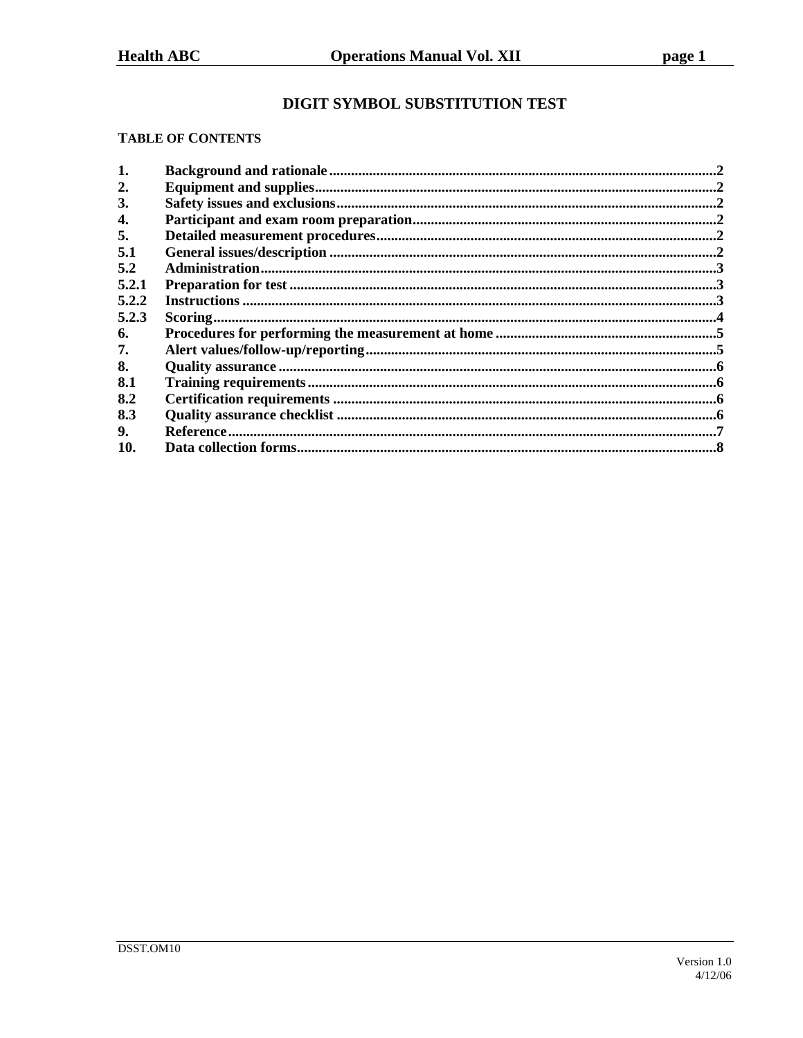# DIGIT SYMBOL SUBSTITUTION TEST

## TABLE OF CONTENTS

| | | |
|---|---|---|
| **1.** | **Background and rationale** | **2** |
| **2.** | **Equipment and supplies** | **2** |
| **3.** | **Safety issues and exclusions** | **2** |
| **4.** | **Participant and exam room preparation** | **2** |
| **5.** | **Detailed measurement procedures** | **2** |
| **5.1** | **General issues/description** | **2** |
| **5.2** | **Administration** | **3** |
| **5.2.1** | **Preparation for test** | **3** |
| **5.2.2** | **Instructions** | **3** |
| **5.2.3** | **Scoring** | **4** |
| **6.** | **Procedures for performing the measurement at home** | **5** |
| **7.** | **Alert values/follow-up/reporting** | **5** |
| **8.** | **Quality assurance** | **6** |
| **8.1** | **Training requirements** | **6** |
| **8.2** | **Certification requirements** | **6** |
| **8.3** | **Quality assurance checklist** | **6** |
| **9.** | **Reference** | **7** |
| **10.** | **Data collection forms** | **8** |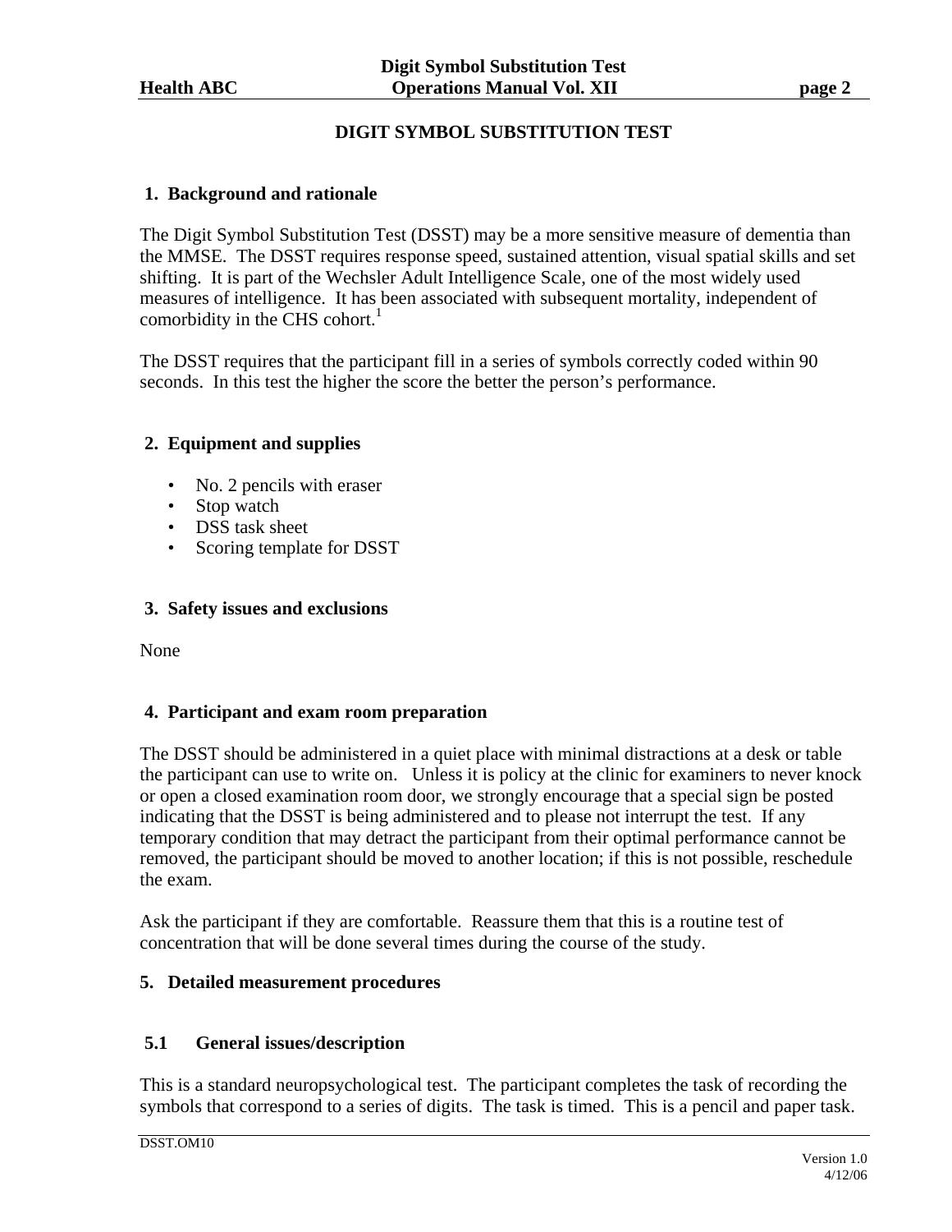# DIGIT SYMBOL SUBSTITUTION TEST

## 1. Background and rationale

The Digit Symbol Substitution Test (DSST) may be a more sensitive measure of dementia than the MMSE. The DSST requires response speed, sustained attention, visual spatial skills and set shifting. It is part of the Wechsler Adult Intelligence Scale, one of the most widely used measures of intelligence. It has been associated with subsequent mortality, independent of comorbidity in the CHS cohort.[1]

The DSST requires that the participant fill in a series of symbols correctly coded within 90 seconds. In this test the higher the score the better the person's performance.

## 2. Equipment and supplies

- No. 2 pencils with eraser
- Stop watch
- DSS task sheet
- Scoring template for DSST

## 3. Safety issues and exclusions

None

## 4. Participant and exam room preparation

The DSST should be administered in a quiet place with minimal distractions at a desk or table the participant can use to write on. Unless it is policy at the clinic for examiners to never knock or open a closed examination room door, we strongly encourage that a special sign be posted indicating that the DSST is being administered and to please not interrupt the test. If any temporary condition that may detract the participant from their optimal performance cannot be removed, the participant should be moved to another location; if this is not possible, reschedule the exam.

Ask the participant if they are comfortable. Reassure them that this is a routine test of concentration that will be done several times during the course of the study.

## 5. Detailed measurement procedures

### 5.1 General issues/description

This is a standard neuropsychological test. The participant completes the task of recording the symbols that correspond to a series of digits. The task is timed. This is a pencil and paper task.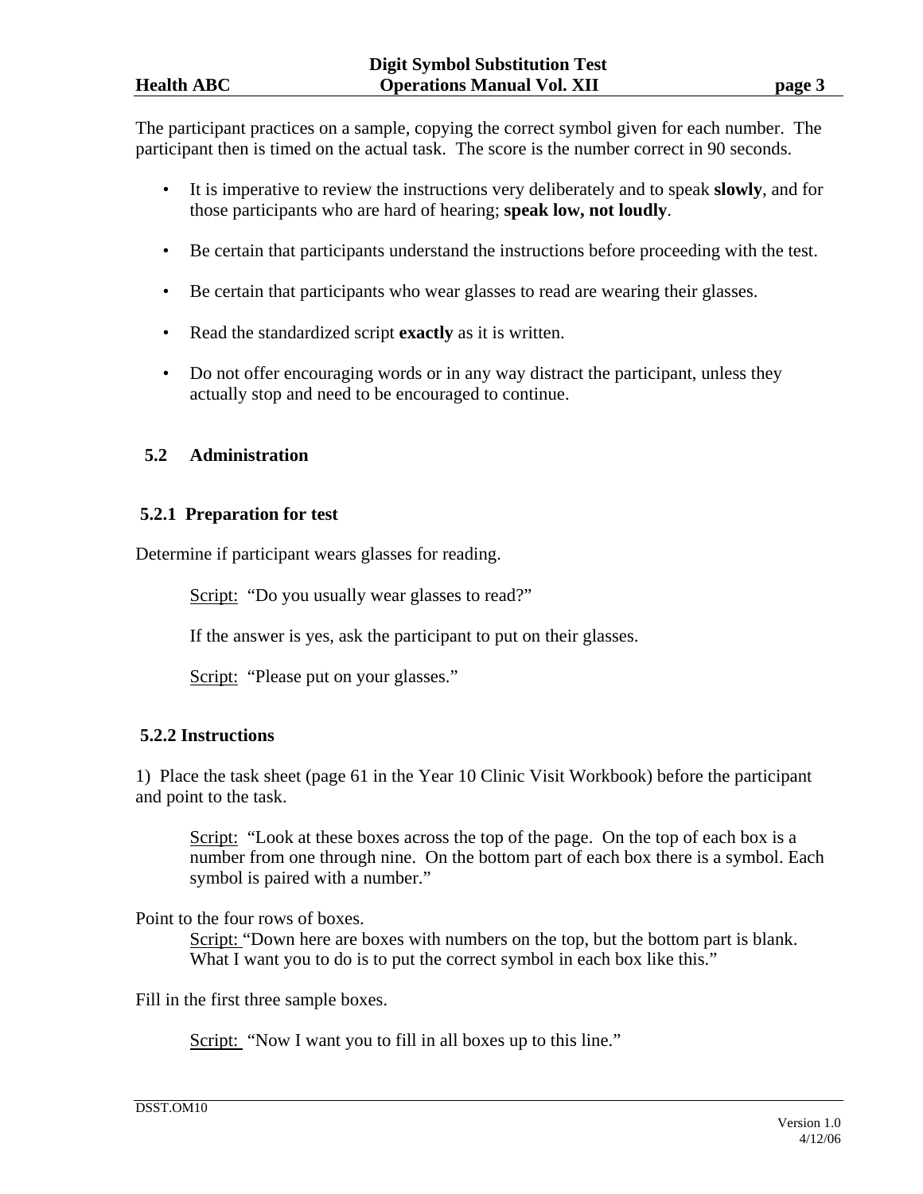The participant practices on a sample, copying the correct symbol given for each number. The participant then is timed on the actual task. The score is the number correct in 90 seconds.

- It is imperative to review the instructions very deliberately and to speak **slowly**, and for those participants who are hard of hearing; **speak low, not loudly**.
- Be certain that participants understand the instructions before proceeding with the test.
- Be certain that participants who wear glasses to read are wearing their glasses.
- Read the standardized script **exactly** as it is written.
- Do not offer encouraging words or in any way distract the participant, unless they actually stop and need to be encouraged to continue.

## 5.2 Administration

### 5.2.1 Preparation for test

Determine if participant wears glasses for reading.

> Script: "Do you usually wear glasses to read?"
>
> If the answer is yes, ask the participant to put on their glasses.
>
> Script: "Please put on your glasses."

### 5.2.2 Instructions

1) Place the task sheet (page 61 in the Year 10 Clinic Visit Workbook) before the participant and point to the task.

> Script: "Look at these boxes across the top of the page. On the top of each box is a number from one through nine. On the bottom part of each box there is a symbol. Each symbol is paired with a number."

Point to the four rows of boxes.

> Script: "Down here are boxes with numbers on the top, but the bottom part is blank. What I want you to do is to put the correct symbol in each box like this."

Fill in the first three sample boxes.

> Script: "Now I want you to fill in all boxes up to this line."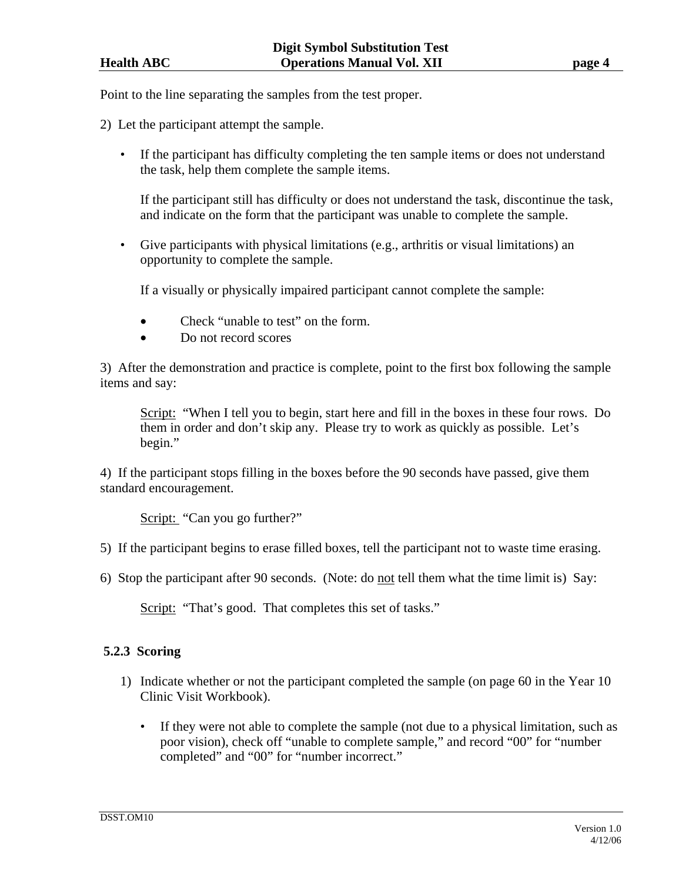Point to the line separating the samples from the test proper.

2) Let the participant attempt the sample.

- If the participant has difficulty completing the ten sample items or does not understand the task, help them complete the sample items.

  If the participant still has difficulty or does not understand the task, discontinue the task, and indicate on the form that the participant was unable to complete the sample.

- Give participants with physical limitations (e.g., arthritis or visual limitations) an opportunity to complete the sample.

  If a visually or physically impaired participant cannot complete the sample:

  - Check "unable to test" on the form.
  - Do not record scores

3) After the demonstration and practice is complete, point to the first box following the sample items and say:

> Script: "When I tell you to begin, start here and fill in the boxes in these four rows. Do them in order and don't skip any. Please try to work as quickly as possible. Let's begin."

4) If the participant stops filling in the boxes before the 90 seconds have passed, give them standard encouragement.

> Script: "Can you go further?"

5) If the participant begins to erase filled boxes, tell the participant not to waste time erasing.

6) Stop the participant after 90 seconds. (Note: do not tell them what the time limit is) Say:

> Script: "That's good. That completes this set of tasks."

### 5.2.3 Scoring

1) Indicate whether or not the participant completed the sample (on page 60 in the Year 10 Clinic Visit Workbook).

   - If they were not able to complete the sample (not due to a physical limitation, such as poor vision), check off "unable to complete sample," and record "00" for "number completed" and "00" for "number incorrect."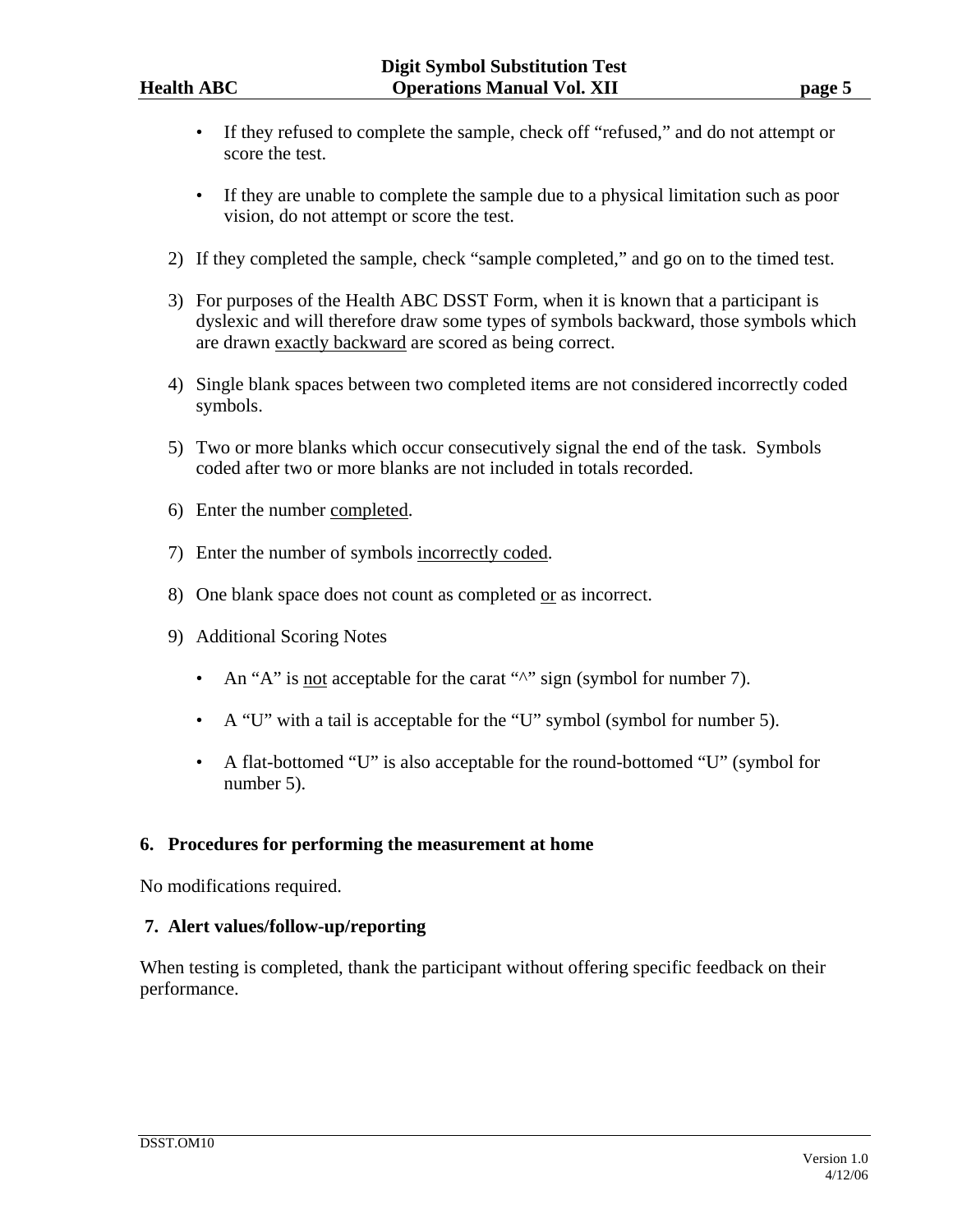- If they refused to complete the sample, check off "refused," and do not attempt or score the test.

- If they are unable to complete the sample due to a physical limitation such as poor vision, do not attempt or score the test.

2) If they completed the sample, check "sample completed," and go on to the timed test.

3) For purposes of the Health ABC DSST Form, when it is known that a participant is dyslexic and will therefore draw some types of symbols backward, those symbols which are drawn <u>exactly backward</u> are scored as being correct.

4) Single blank spaces between two completed items are not considered incorrectly coded symbols.

5) Two or more blanks which occur consecutively signal the end of the task. Symbols coded after two or more blanks are not included in totals recorded.

6) Enter the number <u>completed</u>.

7) Enter the number of symbols <u>incorrectly coded</u>.

8) One blank space does not count as completed <u>or</u> as incorrect.

9) Additional Scoring Notes

   - An "A" is <u>not</u> acceptable for the carat "^" sign (symbol for number 7).

   - A "U" with a tail is acceptable for the "U" symbol (symbol for number 5).

   - A flat-bottomed "U" is also acceptable for the round-bottomed "U" (symbol for number 5).

## 6. Procedures for performing the measurement at home

No modifications required.

## 7. Alert values/follow-up/reporting

When testing is completed, thank the participant without offering specific feedback on their performance.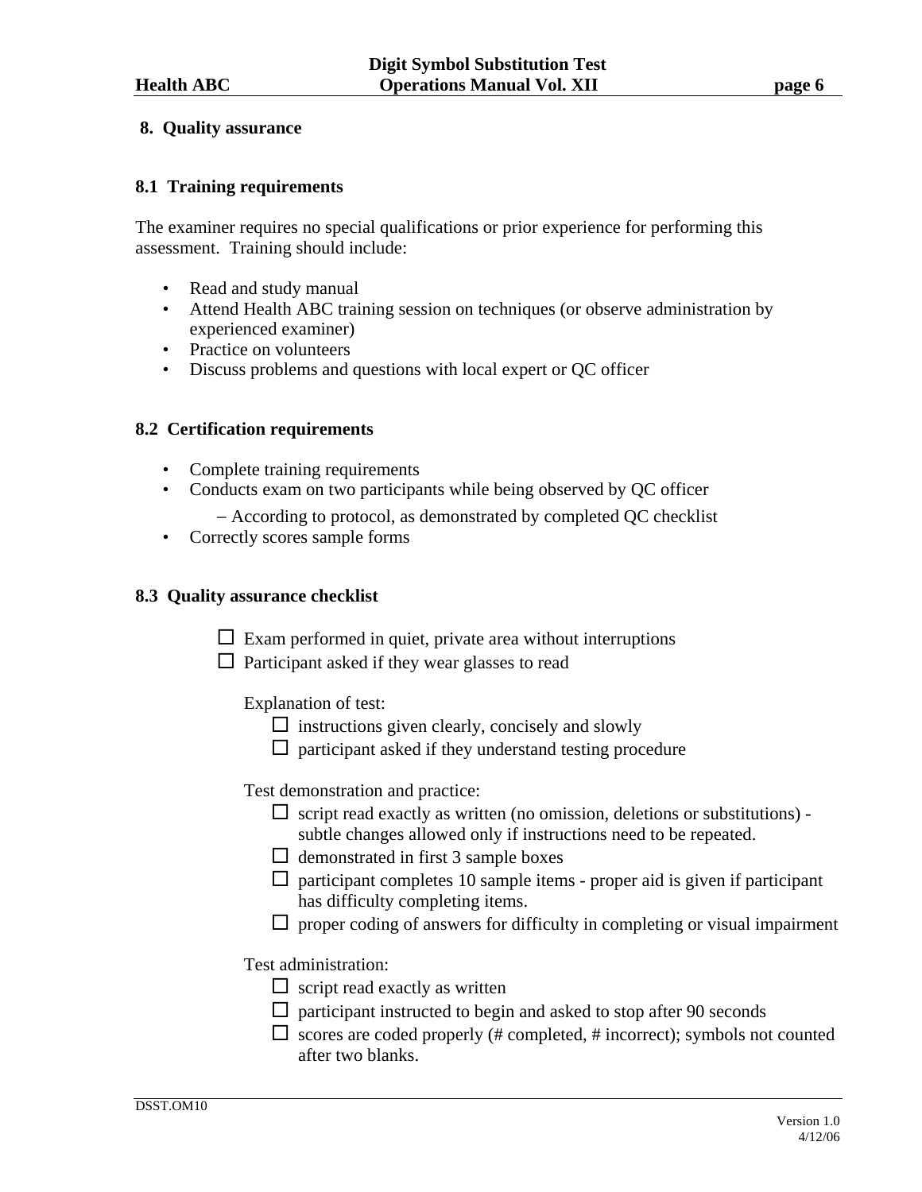## 8. Quality assurance

### 8.1 Training requirements

The examiner requires no special qualifications or prior experience for performing this assessment. Training should include:

- Read and study manual
- Attend Health ABC training session on techniques (or observe administration by experienced examiner)
- Practice on volunteers
- Discuss problems and questions with local expert or QC officer

### 8.2 Certification requirements

- Complete training requirements
- Conducts exam on two participants while being observed by QC officer
  - According to protocol, as demonstrated by completed QC checklist
- Correctly scores sample forms

### 8.3 Quality assurance checklist

- ☐ Exam performed in quiet, private area without interruptions
- ☐ Participant asked if they wear glasses to read

Explanation of test:

- ☐ instructions given clearly, concisely and slowly
- ☐ participant asked if they understand testing procedure

Test demonstration and practice:

- ☐ script read exactly as written (no omission, deletions or substitutions) - subtle changes allowed only if instructions need to be repeated.
- ☐ demonstrated in first 3 sample boxes
- ☐ participant completes 10 sample items - proper aid is given if participant has difficulty completing items.
- ☐ proper coding of answers for difficulty in completing or visual impairment

Test administration:

- ☐ script read exactly as written
- ☐ participant instructed to begin and asked to stop after 90 seconds
- ☐ scores are coded properly (# completed, # incorrect); symbols not counted after two blanks.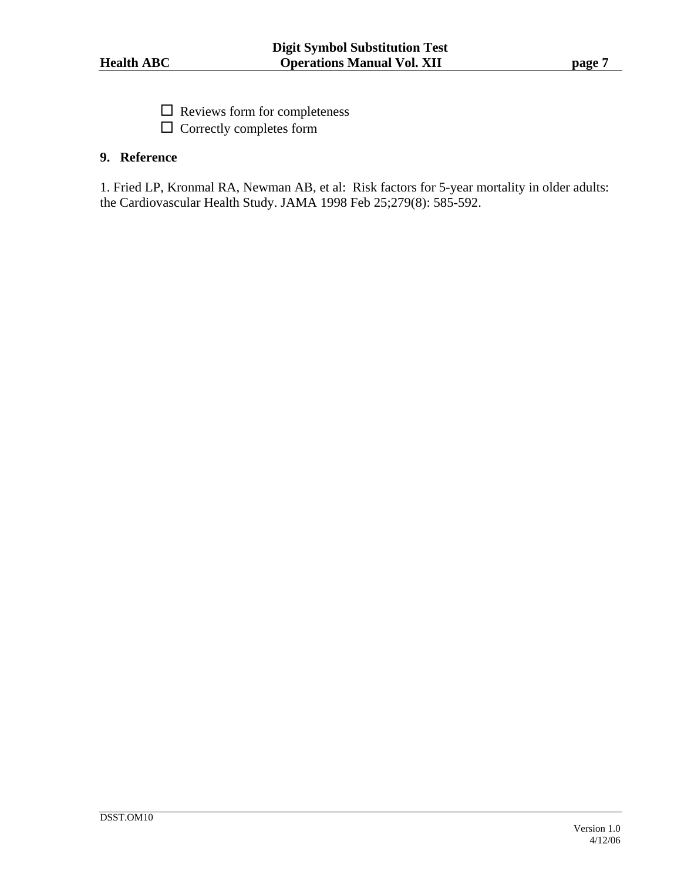☐ Reviews form for completeness
☐ Correctly completes form

## 9. Reference

1. Fried LP, Kronmal RA, Newman AB, et al: Risk factors for 5-year mortality in older adults: the Cardiovascular Health Study. JAMA 1998 Feb 25;279(8): 585-592.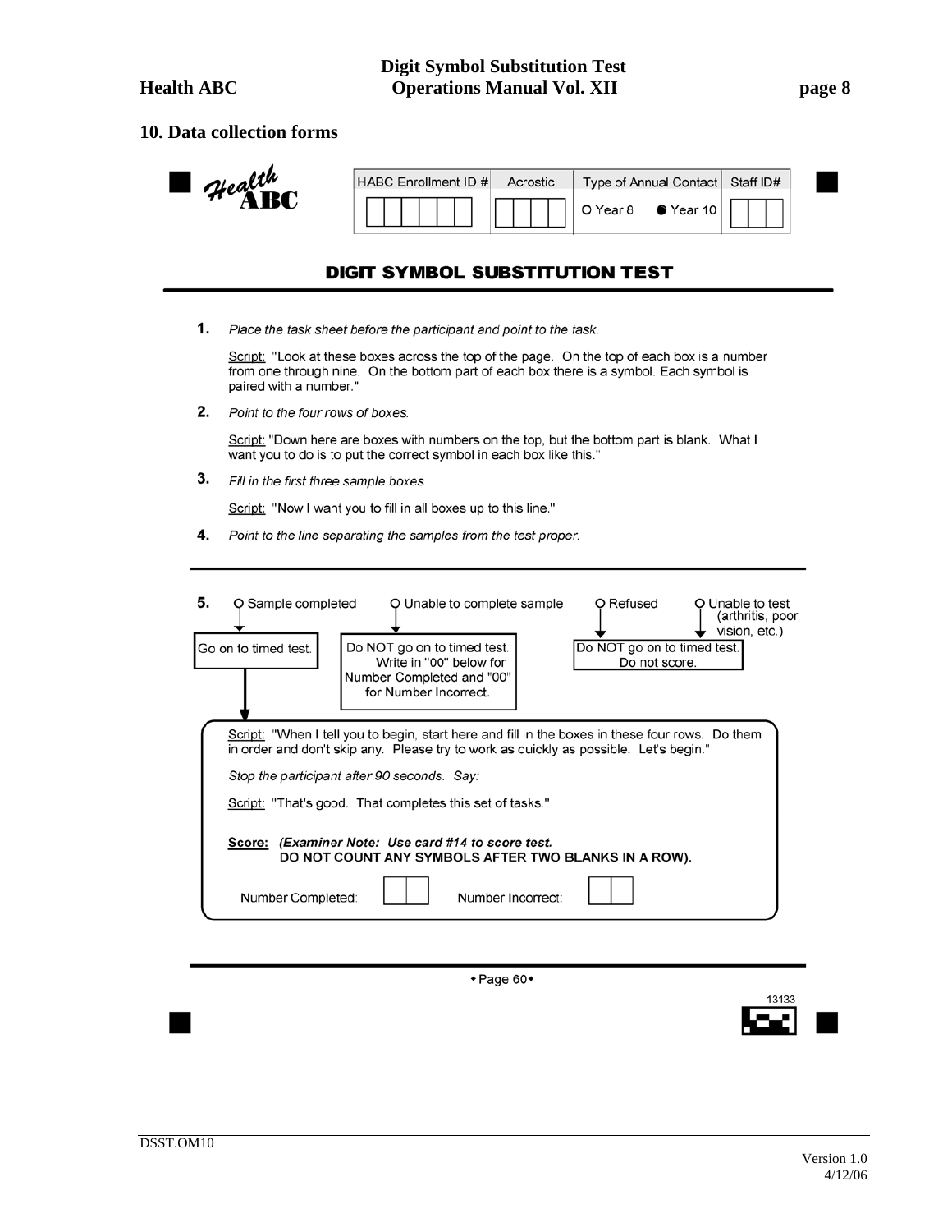## 10. Data collection forms

**Health ABC**

| HABC Enrollment ID # | Acrostic | Type of Annual Contact | Staff ID# |
|---|---|---|---|
| | | ○ Year 8 ● Year 10 | |

### DIGIT SYMBOL SUBSTITUTION TEST

**1.** *Place the task sheet before the participant and point to the task.*

Script: "Look at these boxes across the top of the page. On the top of each box is a number from one through nine. On the bottom part of each box there is a symbol. Each symbol is paired with a number."

**2.** *Point to the four rows of boxes.*

Script: "Down here are boxes with numbers on the top, but the bottom part is blank. What I want you to do is to put the correct symbol in each box like this."

**3.** *Fill in the first three sample boxes.*

Script: "Now I want you to fill in all boxes up to this line."

**4.** *Point to the line separating the samples from the test proper.*

---

**5.**
- ○ Sample completed → Go on to timed test.
- ○ Unable to complete sample → Do NOT go on to timed test. Write in "00" below for Number Completed and "00" for Number Incorrect.
- ○ Refused → Do NOT go on to timed test. Do not score.
- ○ Unable to test (arthritis, poor vision, etc.) → Do NOT go on to timed test. Do not score.

Script: "When I tell you to begin, start here and fill in the boxes in these four rows. Do them in order and don't skip any. Please try to work as quickly as possible. Let's begin."

*Stop the participant after 90 seconds. Say:*

Script: "That's good. That completes this set of tasks."

**Score:** ***(Examiner Note: Use card #14 to score test.*** **DO NOT COUNT ANY SYMBOLS AFTER TWO BLANKS IN A ROW).**

Number Completed: [ | ] Number Incorrect: [ | ]

---

• Page 60 •

13133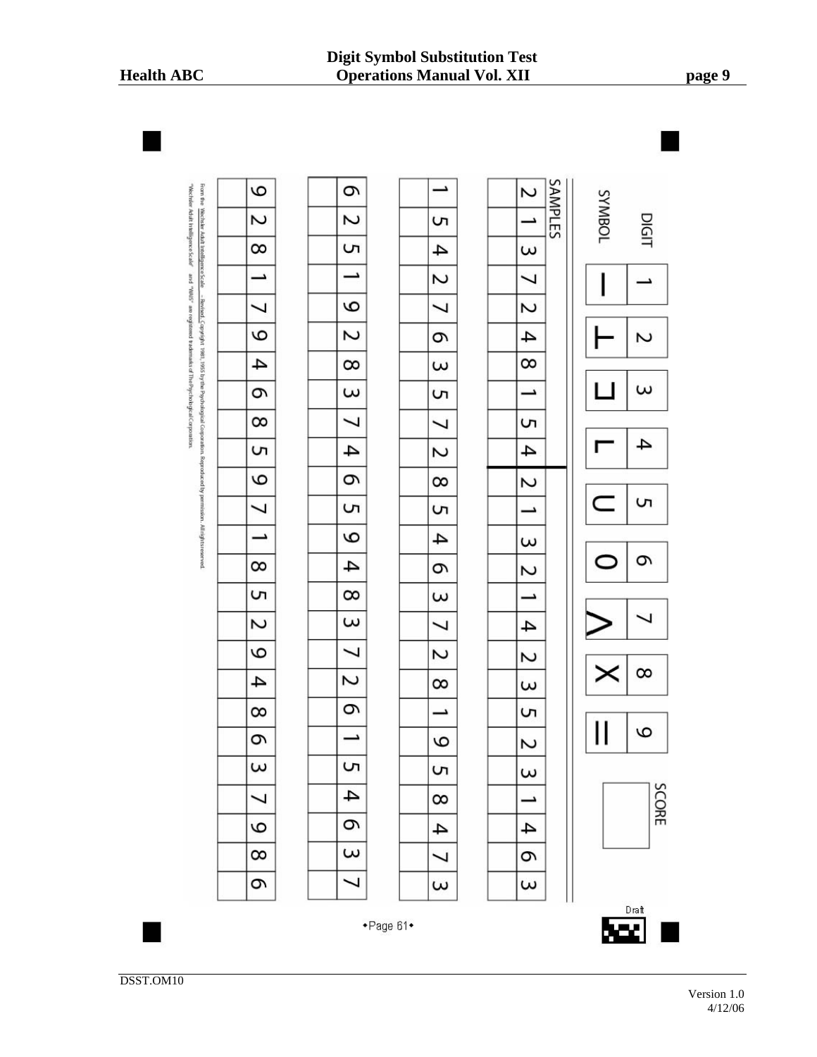| DIGIT | 1 | 2 | 3 | 4 | 5 | 6 | 7 | 8 | 9 |
|---|---|---|---|---|---|---|---|---|---|
| SYMBOL | – | ⊥ | ⊔ | L | U | O | Λ | X | = |

SCORE

SAMPLES

| 2 | 1 | 3 | 7 | 2 | 4 | 8 | 1 | 5 | 4 | 2 | 1 | 3 | 2 | 1 | 4 | 2 | 3 | 5 | 2 | 3 | 1 | 4 | 6 | 3 |
|---|---|---|---|---|---|---|---|---|---|---|---|---|---|---|---|---|---|---|---|---|---|---|---|---|
| | | | | | | | | | | | | | | | | | | | | | | | | |

| 1 | 5 | 4 | 2 | 7 | 6 | 3 | 5 | 7 | 2 | 8 | 5 | 4 | 6 | 3 | 7 | 2 | 8 | 1 | 9 | 5 | 8 | 4 | 7 | 3 |
|---|---|---|---|---|---|---|---|---|---|---|---|---|---|---|---|---|---|---|---|---|---|---|---|---|
| | | | | | | | | | | | | | | | | | | | | | | | | |

| 6 | 2 | 5 | 1 | 9 | 2 | 8 | 3 | 7 | 4 | 6 | 5 | 9 | 4 | 8 | 3 | 7 | 2 | 6 | 1 | 5 | 4 | 6 | 3 | 7 |
|---|---|---|---|---|---|---|---|---|---|---|---|---|---|---|---|---|---|---|---|---|---|---|---|---|
| | | | | | | | | | | | | | | | | | | | | | | | | |

| 9 | 2 | 8 | 1 | 7 | 9 | 4 | 6 | 8 | 5 | 9 | 7 | 1 | 8 | 5 | 2 | 9 | 4 | 8 | 6 | 3 | 7 | 9 | 8 | 6 |
|---|---|---|---|---|---|---|---|---|---|---|---|---|---|---|---|---|---|---|---|---|---|---|---|---|
| | | | | | | | | | | | | | | | | | | | | | | | | |

From the Wechsler Adult Intelligence Scale - Revised. Copyright 1981, 1955 by the Psychological Corporation. Reproduced by permission. All rights reserved.
"Wechsler Adult Intelligence Scale" and "WAIS" are registered trademarks of The Psychological Corporation.

•Page 61•

Draft